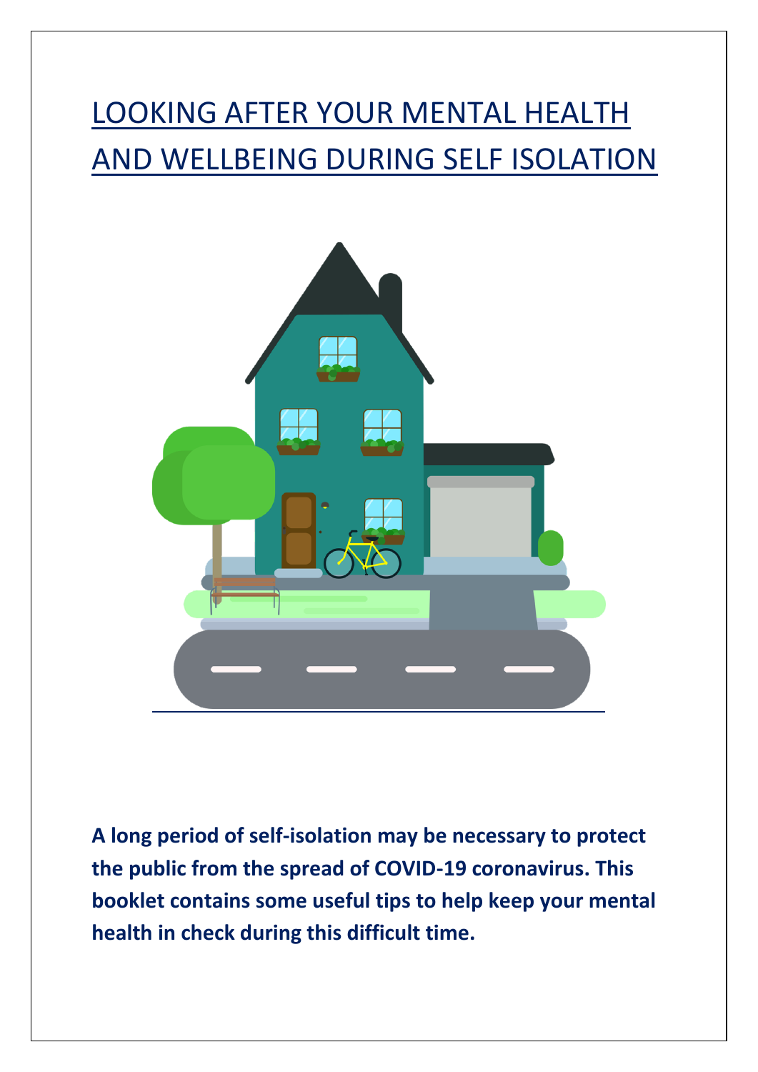# LOOKING AFTER YOUR MENTAL HEALTH AND WELLBEING DURING SELF ISOLATION

**A long period of self-isolation may be necessary to protect the public from the spread of COVID-19 coronavirus. This booklet contains some useful tips to help keep your mental health in check during this difficult time.**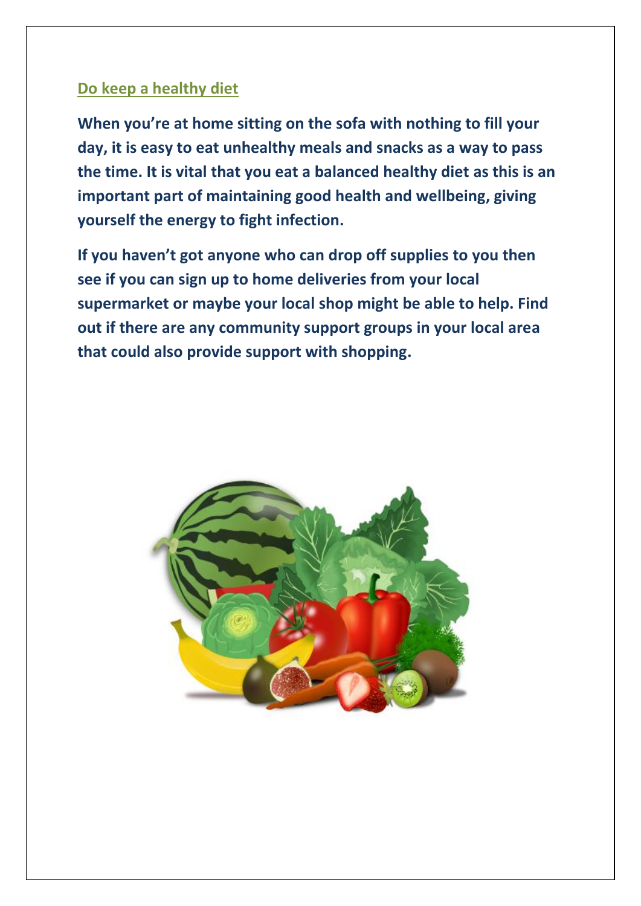## Do keep a healthy diet

**When you're at home sitting on the sofa with nothing to fill your day, it is easy to eat unhealthy meals and snacks as a way to pass the time. It is vital that you eat a balanced healthy diet as this is an important part of maintaining good health and wellbeing, giving yourself the energy to fight infection.**

**If you haven't got anyone who can drop off supplies to you then see if you can sign up to home deliveries from your local supermarket or maybe your local shop might be able to help. Find out if there are any community support groups in your local area that could also provide support with shopping.**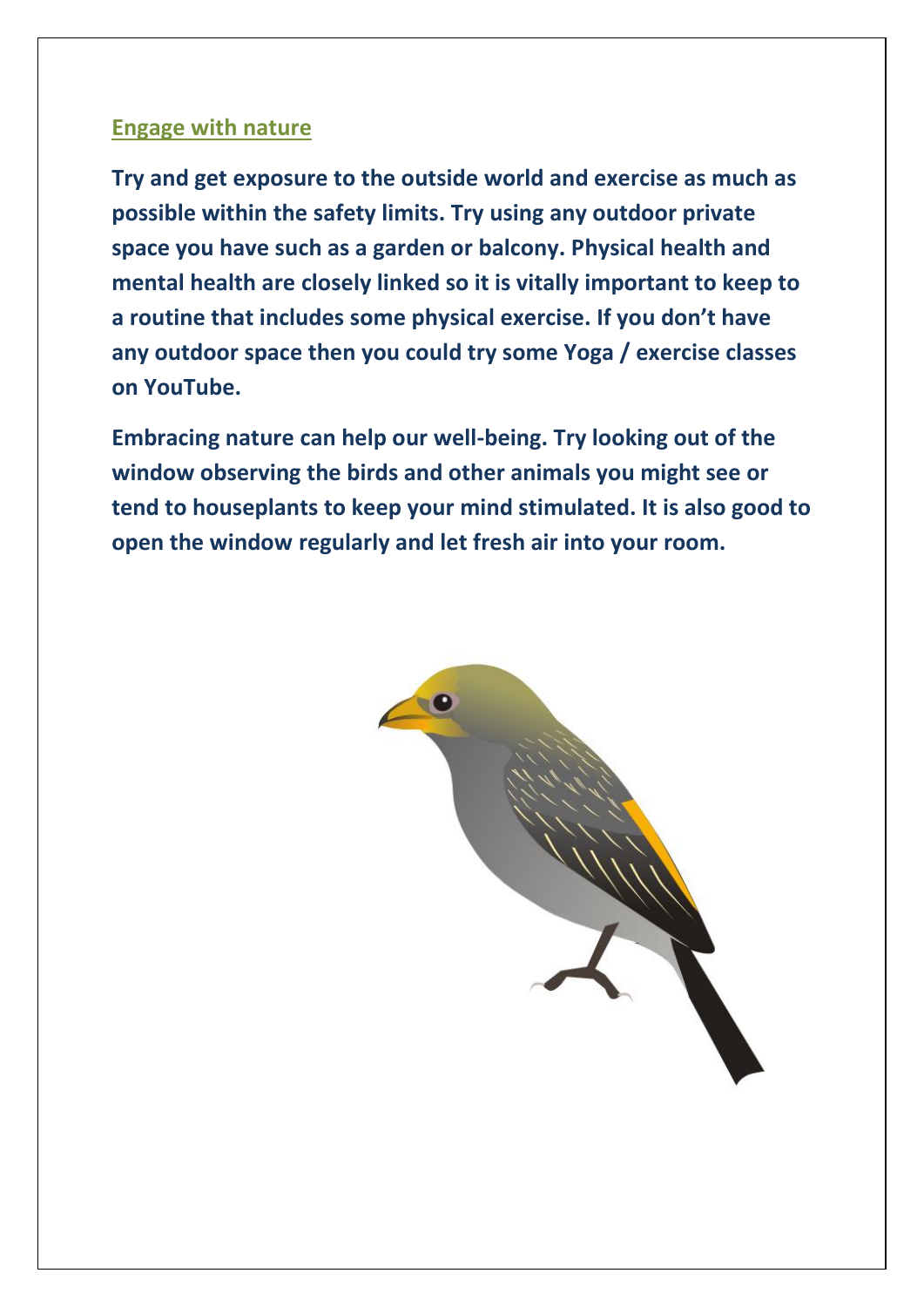## Engage with nature

**Try and get exposure to the outside world and exercise as much as possible within the safety limits. Try using any outdoor private space you have such as a garden or balcony. Physical health and mental health are closely linked so it is vitally important to keep to a routine that includes some physical exercise. If you don't have any outdoor space then you could try some Yoga / exercise classes on YouTube.**

**Embracing nature can help our well-being. Try looking out of the window observing the birds and other animals you might see or tend to houseplants to keep your mind stimulated. It is also good to open the window regularly and let fresh air into your room.**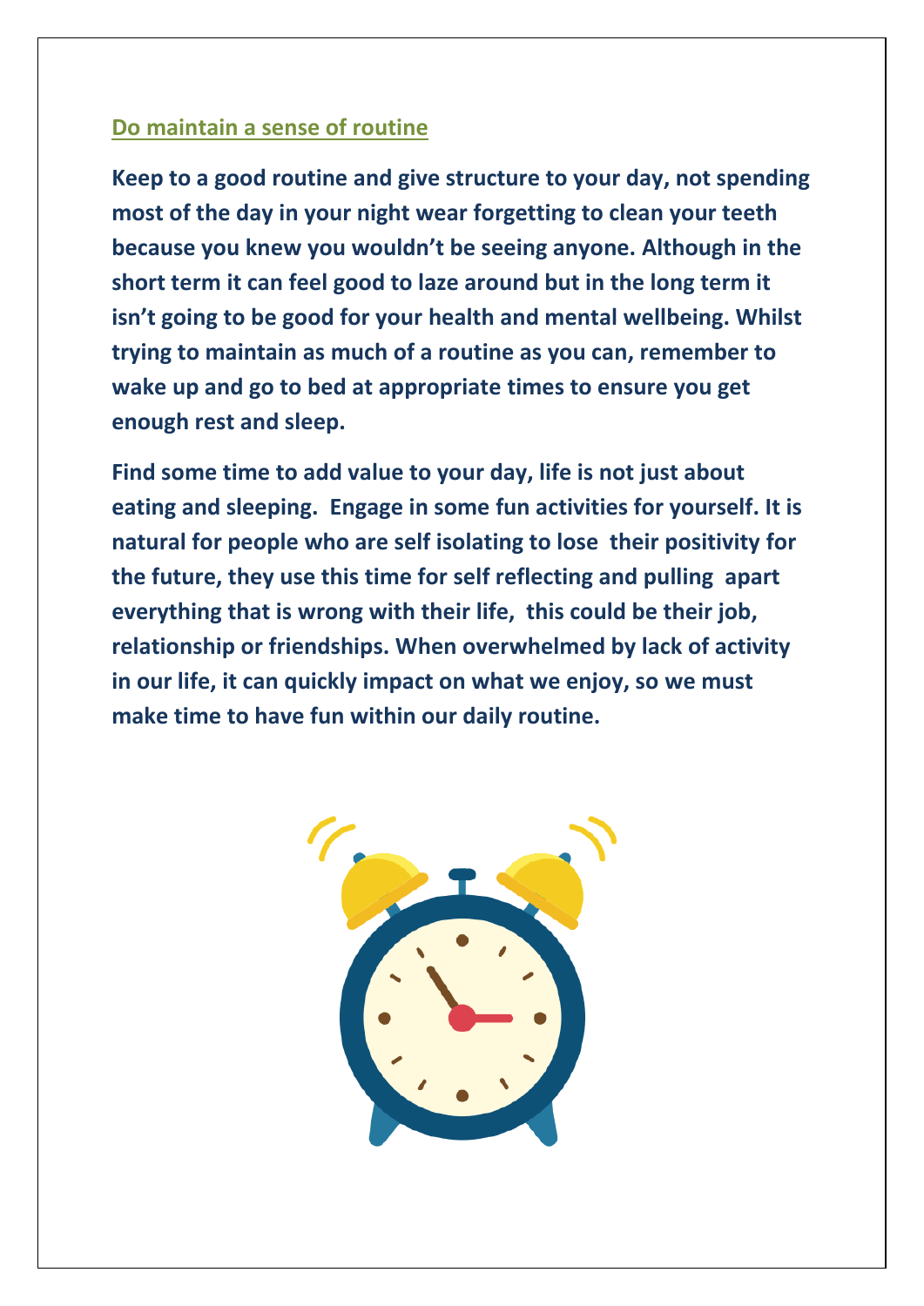## Do maintain a sense of routine

**Keep to a good routine and give structure to your day, not spending most of the day in your night wear forgetting to clean your teeth because you knew you wouldn't be seeing anyone. Although in the short term it can feel good to laze around but in the long term it isn't going to be good for your health and mental wellbeing. Whilst trying to maintain as much of a routine as you can, remember to wake up and go to bed at appropriate times to ensure you get enough rest and sleep.**

**Find some time to add value to your day, life is not just about eating and sleeping. Engage in some fun activities for yourself. It is natural for people who are self isolating to lose their positivity for the future, they use this time for self reflecting and pulling apart everything that is wrong with their life, this could be their job, relationship or friendships. When overwhelmed by lack of activity in our life, it can quickly impact on what we enjoy, so we must make time to have fun within our daily routine.**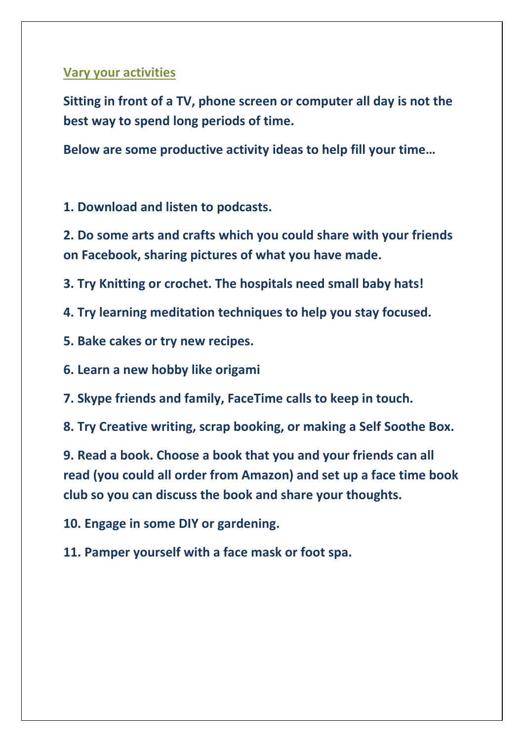## Vary your activities

**Sitting in front of a TV, phone screen or computer all day is not the best way to spend long periods of time.**

**Below are some productive activity ideas to help fill your time…**

**1. Download and listen to podcasts.**

**2. Do some arts and crafts which you could share with your friends on Facebook, sharing pictures of what you have made.**

**3. Try Knitting or crochet. The hospitals need small baby hats!**

**4. Try learning meditation techniques to help you stay focused.**

**5. Bake cakes or try new recipes.**

**6. Learn a new hobby like origami**

**7. Skype friends and family, FaceTime calls to keep in touch.**

**8. Try Creative writing, scrap booking, or making a Self Soothe Box.**

**9. Read a book. Choose a book that you and your friends can all read (you could all order from Amazon) and set up a face time book club so you can discuss the book and share your thoughts.**

**10. Engage in some DIY or gardening.**

**11. Pamper yourself with a face mask or foot spa.**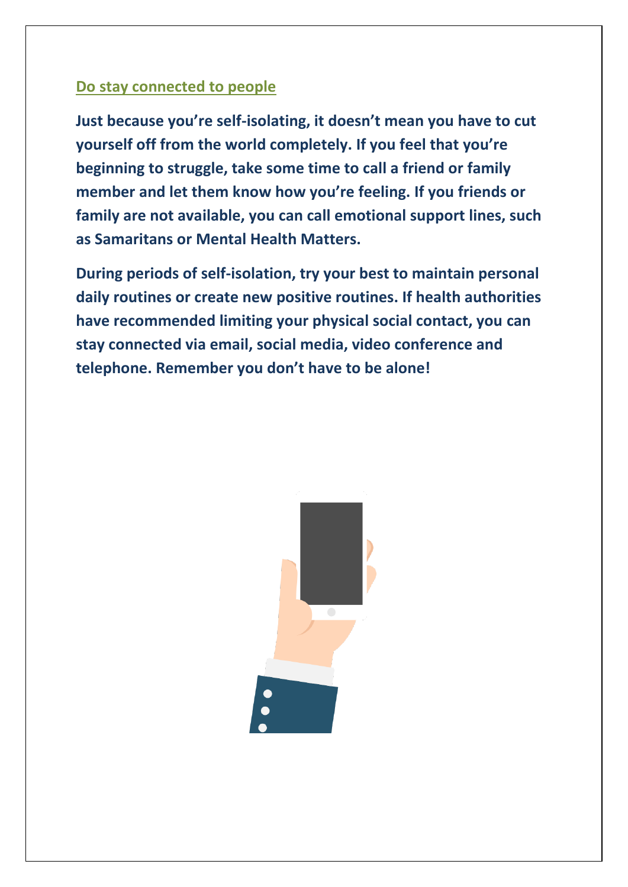## Do stay connected to people

**Just because you're self-isolating, it doesn't mean you have to cut yourself off from the world completely. If you feel that you're beginning to struggle, take some time to call a friend or family member and let them know how you're feeling. If you friends or family are not available, you can call emotional support lines, such as Samaritans or Mental Health Matters.**

**During periods of self-isolation, try your best to maintain personal daily routines or create new positive routines. If health authorities have recommended limiting your physical social contact, you can stay connected via email, social media, video conference and telephone. Remember you don't have to be alone!**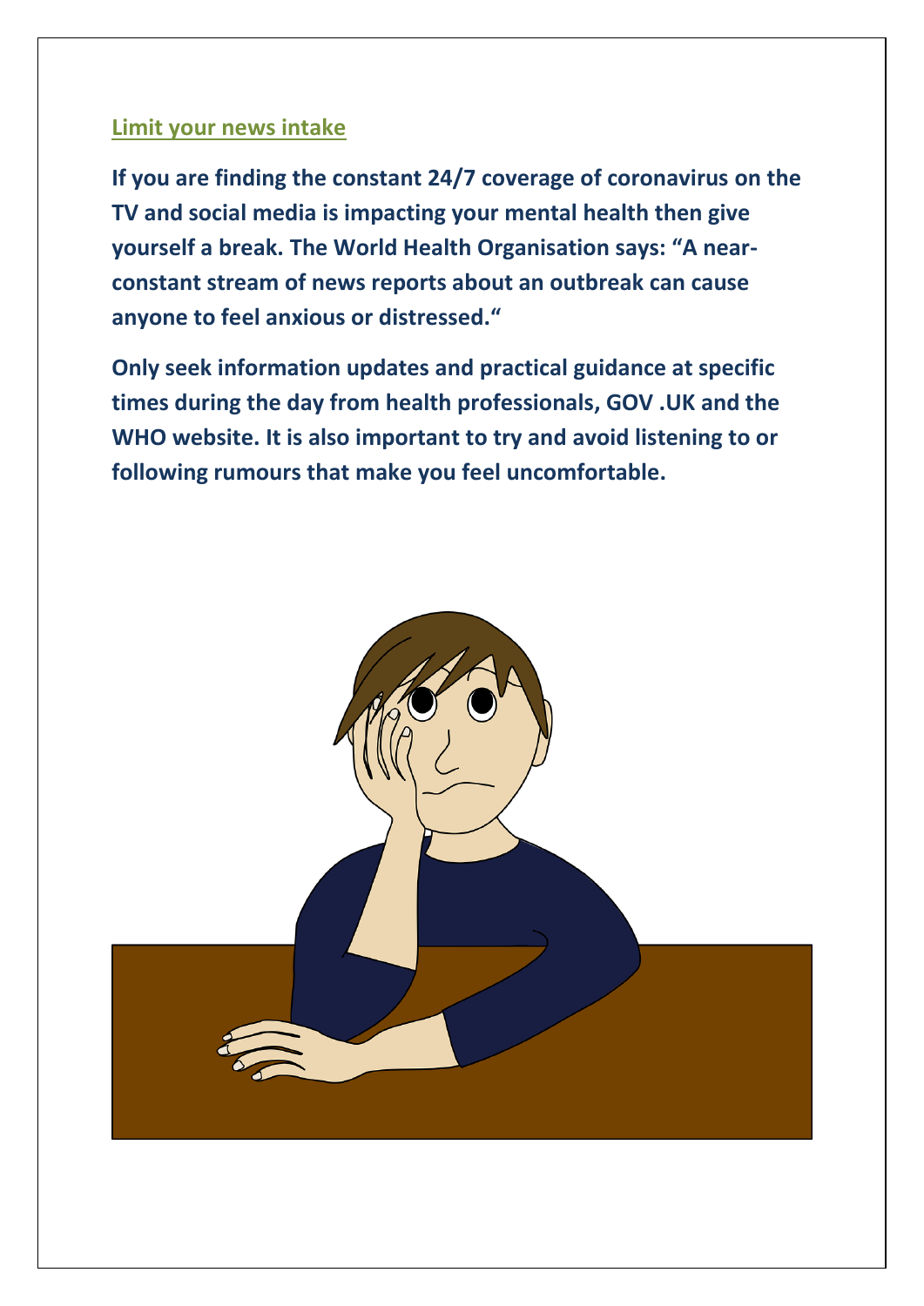## Limit your news intake

**If you are finding the constant 24/7 coverage of coronavirus on the TV and social media is impacting your mental health then give yourself a break. The World Health Organisation says: "A near-constant stream of news reports about an outbreak can cause anyone to feel anxious or distressed."**

**Only seek information updates and practical guidance at specific times during the day from health professionals, GOV .UK and the WHO website. It is also important to try and avoid listening to or following rumours that make you feel uncomfortable.**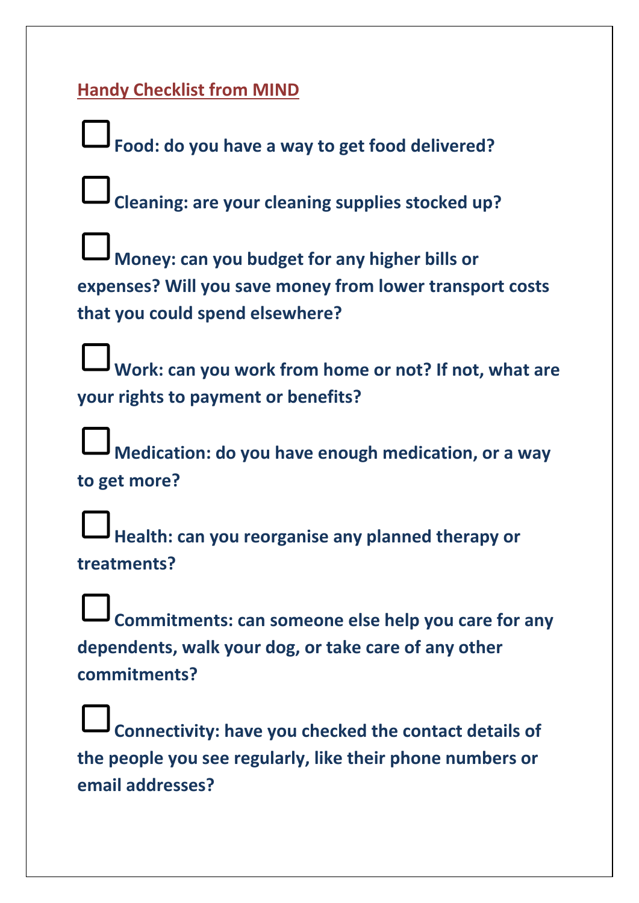## Handy Checklist from MIND

- [ ] **Food: do you have a way to get food delivered?**
- [ ] **Cleaning: are your cleaning supplies stocked up?**
- [ ] **Money: can you budget for any higher bills or expenses? Will you save money from lower transport costs that you could spend elsewhere?**
- [ ] **Work: can you work from home or not? If not, what are your rights to payment or benefits?**
- [ ] **Medication: do you have enough medication, or a way to get more?**
- [ ] **Health: can you reorganise any planned therapy or treatments?**
- [ ] **Commitments: can someone else help you care for any dependents, walk your dog, or take care of any other commitments?**
- [ ] **Connectivity: have you checked the contact details of the people you see regularly, like their phone numbers or email addresses?**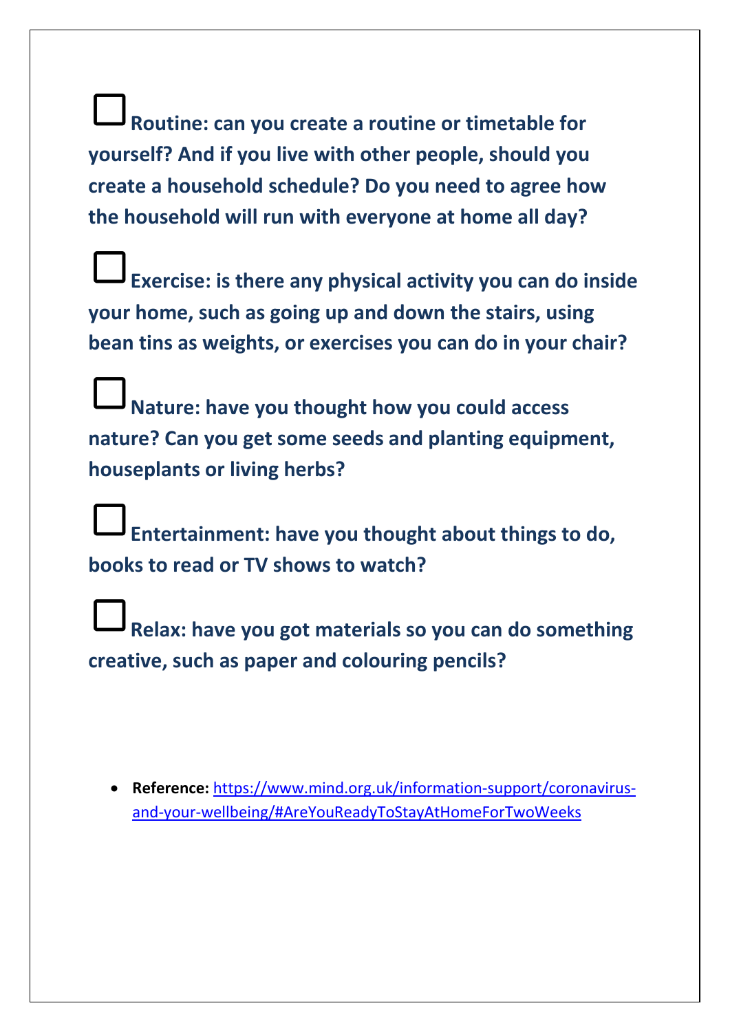- [ ] **Routine: can you create a routine or timetable for yourself? And if you live with other people, should you create a household schedule? Do you need to agree how the household will run with everyone at home all day?**

- [ ] **Exercise: is there any physical activity you can do inside your home, such as going up and down the stairs, using bean tins as weights, or exercises you can do in your chair?**

- [ ] **Nature: have you thought how you could access nature? Can you get some seeds and planting equipment, houseplants or living herbs?**

- [ ] **Entertainment: have you thought about things to do, books to read or TV shows to watch?**

- [ ] **Relax: have you got materials so you can do something creative, such as paper and colouring pencils?**

- **Reference:** https://www.mind.org.uk/information-support/coronavirus-and-your-wellbeing/#AreYouReadyToStayAtHomeForTwoWeeks